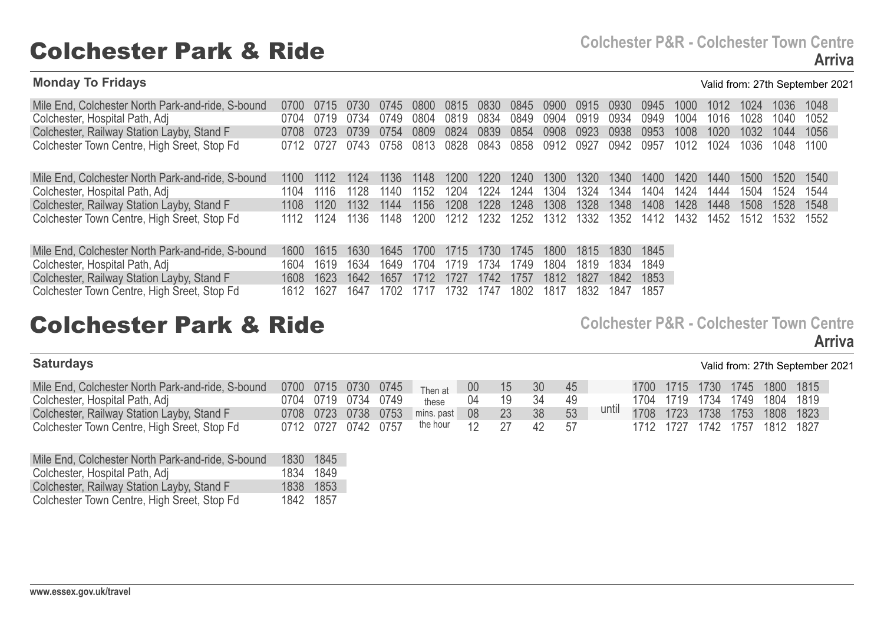# Colchester Park & Ride

**Colchester P&R - Colchester Town Centre**
**Arriva**

**Monday To Fridays**

Valid from: 27th September 2021

| Stop | | | | | | | | | | | | | | | | | |
|---|---|---|---|---|---|---|---|---|---|---|---|---|---|---|---|---|---|
| Mile End, Colchester North Park-and-ride, S-bound | 0700 | 0715 | 0730 | 0745 | 0800 | 0815 | 0830 | 0845 | 0900 | 0915 | 0930 | 0945 | 1000 | 1012 | 1024 | 1036 | 1048 |
| Colchester, Hospital Path, Adj | 0704 | 0719 | 0734 | 0749 | 0804 | 0819 | 0834 | 0849 | 0904 | 0919 | 0934 | 0949 | 1004 | 1016 | 1028 | 1040 | 1052 |
| Colchester, Railway Station Layby, Stand F | 0708 | 0723 | 0739 | 0754 | 0809 | 0824 | 0839 | 0854 | 0908 | 0923 | 0938 | 0953 | 1008 | 1020 | 1032 | 1044 | 1056 |
| Colchester Town Centre, High Sreet, Stop Fd | 0712 | 0727 | 0743 | 0758 | 0813 | 0828 | 0843 | 0858 | 0912 | 0927 | 0942 | 0957 | 1012 | 1024 | 1036 | 1048 | 1100 |

| Stop | | | | | | | | | | | | | | | | | |
|---|---|---|---|---|---|---|---|---|---|---|---|---|---|---|---|---|---|
| Mile End, Colchester North Park-and-ride, S-bound | 1100 | 1112 | 1124 | 1136 | 1148 | 1200 | 1220 | 1240 | 1300 | 1320 | 1340 | 1400 | 1420 | 1440 | 1500 | 1520 | 1540 |
| Colchester, Hospital Path, Adj | 1104 | 1116 | 1128 | 1140 | 1152 | 1204 | 1224 | 1244 | 1304 | 1324 | 1344 | 1404 | 1424 | 1444 | 1504 | 1524 | 1544 |
| Colchester, Railway Station Layby, Stand F | 1108 | 1120 | 1132 | 1144 | 1156 | 1208 | 1228 | 1248 | 1308 | 1328 | 1348 | 1408 | 1428 | 1448 | 1508 | 1528 | 1548 |
| Colchester Town Centre, High Sreet, Stop Fd | 1112 | 1124 | 1136 | 1148 | 1200 | 1212 | 1232 | 1252 | 1312 | 1332 | 1352 | 1412 | 1432 | 1452 | 1512 | 1532 | 1552 |

| Stop | | | | | | | | | | | | |
|---|---|---|---|---|---|---|---|---|---|---|---|---|
| Mile End, Colchester North Park-and-ride, S-bound | 1600 | 1615 | 1630 | 1645 | 1700 | 1715 | 1730 | 1745 | 1800 | 1815 | 1830 | 1845 |
| Colchester, Hospital Path, Adj | 1604 | 1619 | 1634 | 1649 | 1704 | 1719 | 1734 | 1749 | 1804 | 1819 | 1834 | 1849 |
| Colchester, Railway Station Layby, Stand F | 1608 | 1623 | 1642 | 1657 | 1712 | 1727 | 1742 | 1757 | 1812 | 1827 | 1842 | 1853 |
| Colchester Town Centre, High Sreet, Stop Fd | 1612 | 1627 | 1647 | 1702 | 1717 | 1732 | 1747 | 1802 | 1817 | 1832 | 1847 | 1857 |

# Colchester Park & Ride

**Colchester P&R - Colchester Town Centre**
**Arriva**

**Saturdays**

Valid from: 27th September 2021

| Stop | | | | | | | | | | | | | | | | |
|---|---|---|---|---|---|---|---|---|---|---|---|---|---|---|---|---|
| Mile End, Colchester North Park-and-ride, S-bound | 0700 | 0715 | 0730 | 0745 | Then at these mins. past the hour | 00 | 15 | 30 | 45 | until | 1700 | 1715 | 1730 | 1745 | 1800 | 1815 |
| Colchester, Hospital Path, Adj | 0704 | 0719 | 0734 | 0749 | | 04 | 19 | 34 | 49 | | 1704 | 1719 | 1734 | 1749 | 1804 | 1819 |
| Colchester, Railway Station Layby, Stand F | 0708 | 0723 | 0738 | 0753 | | 08 | 23 | 38 | 53 | | 1708 | 1723 | 1738 | 1753 | 1808 | 1823 |
| Colchester Town Centre, High Sreet, Stop Fd | 0712 | 0727 | 0742 | 0757 | | 12 | 27 | 42 | 57 | | 1712 | 1727 | 1742 | 1757 | 1812 | 1827 |

| Stop | | |
|---|---|---|
| Mile End, Colchester North Park-and-ride, S-bound | 1830 | 1845 |
| Colchester, Hospital Path, Adj | 1834 | 1849 |
| Colchester, Railway Station Layby, Stand F | 1838 | 1853 |
| Colchester Town Centre, High Sreet, Stop Fd | 1842 | 1857 |

www.essex.gov.uk/travel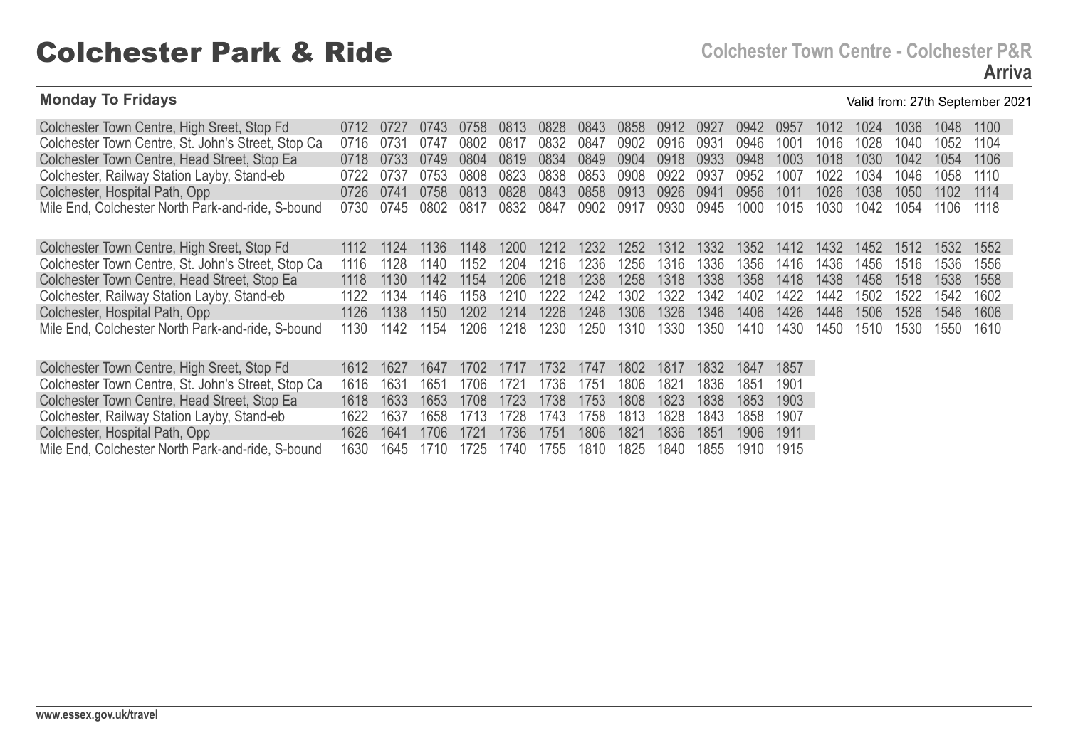# Colchester Park & Ride

**Colchester Town Centre - Colchester P&R**
**Arriva**

**Monday To Fridays**

Valid from: 27th September 2021

| Stop | | | | | | | | | | | | | | | | | |
|---|---|---|---|---|---|---|---|---|---|---|---|---|---|---|---|---|---|
| Colchester Town Centre, High Sreet, Stop Fd | 0712 | 0727 | 0743 | 0758 | 0813 | 0828 | 0843 | 0858 | 0912 | 0927 | 0942 | 0957 | 1012 | 1024 | 1036 | 1048 | 1100 |
| Colchester Town Centre, St. John's Street, Stop Ca | 0716 | 0731 | 0747 | 0802 | 0817 | 0832 | 0847 | 0902 | 0916 | 0931 | 0946 | 1001 | 1016 | 1028 | 1040 | 1052 | 1104 |
| Colchester Town Centre, Head Street, Stop Ea | 0718 | 0733 | 0749 | 0804 | 0819 | 0834 | 0849 | 0904 | 0918 | 0933 | 0948 | 1003 | 1018 | 1030 | 1042 | 1054 | 1106 |
| Colchester, Railway Station Layby, Stand-eb | 0722 | 0737 | 0753 | 0808 | 0823 | 0838 | 0853 | 0908 | 0922 | 0937 | 0952 | 1007 | 1022 | 1034 | 1046 | 1058 | 1110 |
| Colchester, Hospital Path, Opp | 0726 | 0741 | 0758 | 0813 | 0828 | 0843 | 0858 | 0913 | 0926 | 0941 | 0956 | 1011 | 1026 | 1038 | 1050 | 1102 | 1114 |
| Mile End, Colchester North Park-and-ride, S-bound | 0730 | 0745 | 0802 | 0817 | 0832 | 0847 | 0902 | 0917 | 0930 | 0945 | 1000 | 1015 | 1030 | 1042 | 1054 | 1106 | 1118 |

| Stop | | | | | | | | | | | | | | | | | |
|---|---|---|---|---|---|---|---|---|---|---|---|---|---|---|---|---|---|
| Colchester Town Centre, High Sreet, Stop Fd | 1112 | 1124 | 1136 | 1148 | 1200 | 1212 | 1232 | 1252 | 1312 | 1332 | 1352 | 1412 | 1432 | 1452 | 1512 | 1532 | 1552 |
| Colchester Town Centre, St. John's Street, Stop Ca | 1116 | 1128 | 1140 | 1152 | 1204 | 1216 | 1236 | 1256 | 1316 | 1336 | 1356 | 1416 | 1436 | 1456 | 1516 | 1536 | 1556 |
| Colchester Town Centre, Head Street, Stop Ea | 1118 | 1130 | 1142 | 1154 | 1206 | 1218 | 1238 | 1258 | 1318 | 1338 | 1358 | 1418 | 1438 | 1458 | 1518 | 1538 | 1558 |
| Colchester, Railway Station Layby, Stand-eb | 1122 | 1134 | 1146 | 1158 | 1210 | 1222 | 1242 | 1302 | 1322 | 1342 | 1402 | 1422 | 1442 | 1502 | 1522 | 1542 | 1602 |
| Colchester, Hospital Path, Opp | 1126 | 1138 | 1150 | 1202 | 1214 | 1226 | 1246 | 1306 | 1326 | 1346 | 1406 | 1426 | 1446 | 1506 | 1526 | 1546 | 1606 |
| Mile End, Colchester North Park-and-ride, S-bound | 1130 | 1142 | 1154 | 1206 | 1218 | 1230 | 1250 | 1310 | 1330 | 1350 | 1410 | 1430 | 1450 | 1510 | 1530 | 1550 | 1610 |

| Stop | | | | | | | | | | | | |
|---|---|---|---|---|---|---|---|---|---|---|---|---|
| Colchester Town Centre, High Sreet, Stop Fd | 1612 | 1627 | 1647 | 1702 | 1717 | 1732 | 1747 | 1802 | 1817 | 1832 | 1847 | 1857 |
| Colchester Town Centre, St. John's Street, Stop Ca | 1616 | 1631 | 1651 | 1706 | 1721 | 1736 | 1751 | 1806 | 1821 | 1836 | 1851 | 1901 |
| Colchester Town Centre, Head Street, Stop Ea | 1618 | 1633 | 1653 | 1708 | 1723 | 1738 | 1753 | 1808 | 1823 | 1838 | 1853 | 1903 |
| Colchester, Railway Station Layby, Stand-eb | 1622 | 1637 | 1658 | 1713 | 1728 | 1743 | 1758 | 1813 | 1828 | 1843 | 1858 | 1907 |
| Colchester, Hospital Path, Opp | 1626 | 1641 | 1706 | 1721 | 1736 | 1751 | 1806 | 1821 | 1836 | 1851 | 1906 | 1911 |
| Mile End, Colchester North Park-and-ride, S-bound | 1630 | 1645 | 1710 | 1725 | 1740 | 1755 | 1810 | 1825 | 1840 | 1855 | 1910 | 1915 |

www.essex.gov.uk/travel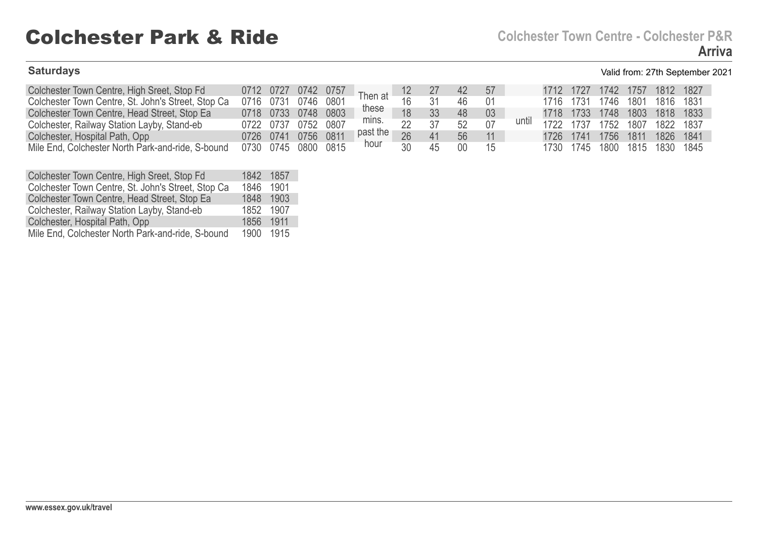# Colchester Park & Ride

**Colchester Town Centre - Colchester P&R**
**Arriva**

## Saturdays

Valid from: 27th September 2021

| | | | | | | | | | | | | | | | | | |
|---|---|---|---|---|---|---|---|---|---|---|---|---|---|---|---|---|---|
| Colchester Town Centre, High Sreet, Stop Fd | 0712 | 0727 | 0742 | 0757 | Then at these mins. past the hour | 12 | 27 | 42 | 57 | until | 1712 | 1727 | 1742 | 1757 | 1812 | 1827 |
| Colchester Town Centre, St. John's Street, Stop Ca | 0716 | 0731 | 0746 | 0801 | | 16 | 31 | 46 | 01 | | 1716 | 1731 | 1746 | 1801 | 1816 | 1831 |
| Colchester Town Centre, Head Street, Stop Ea | 0718 | 0733 | 0748 | 0803 | | 18 | 33 | 48 | 03 | | 1718 | 1733 | 1748 | 1803 | 1818 | 1833 |
| Colchester, Railway Station Layby, Stand-eb | 0722 | 0737 | 0752 | 0807 | | 22 | 37 | 52 | 07 | | 1722 | 1737 | 1752 | 1807 | 1822 | 1837 |
| Colchester, Hospital Path, Opp | 0726 | 0741 | 0756 | 0811 | | 26 | 41 | 56 | 11 | | 1726 | 1741 | 1756 | 1811 | 1826 | 1841 |
| Mile End, Colchester North Park-and-ride, S-bound | 0730 | 0745 | 0800 | 0815 | | 30 | 45 | 00 | 15 | | 1730 | 1745 | 1800 | 1815 | 1830 | 1845 |

| | | |
|---|---|---|
| Colchester Town Centre, High Sreet, Stop Fd | 1842 | 1857 |
| Colchester Town Centre, St. John's Street, Stop Ca | 1846 | 1901 |
| Colchester Town Centre, Head Street, Stop Ea | 1848 | 1903 |
| Colchester, Railway Station Layby, Stand-eb | 1852 | 1907 |
| Colchester, Hospital Path, Opp | 1856 | 1911 |
| Mile End, Colchester North Park-and-ride, S-bound | 1900 | 1915 |

www.essex.gov.uk/travel